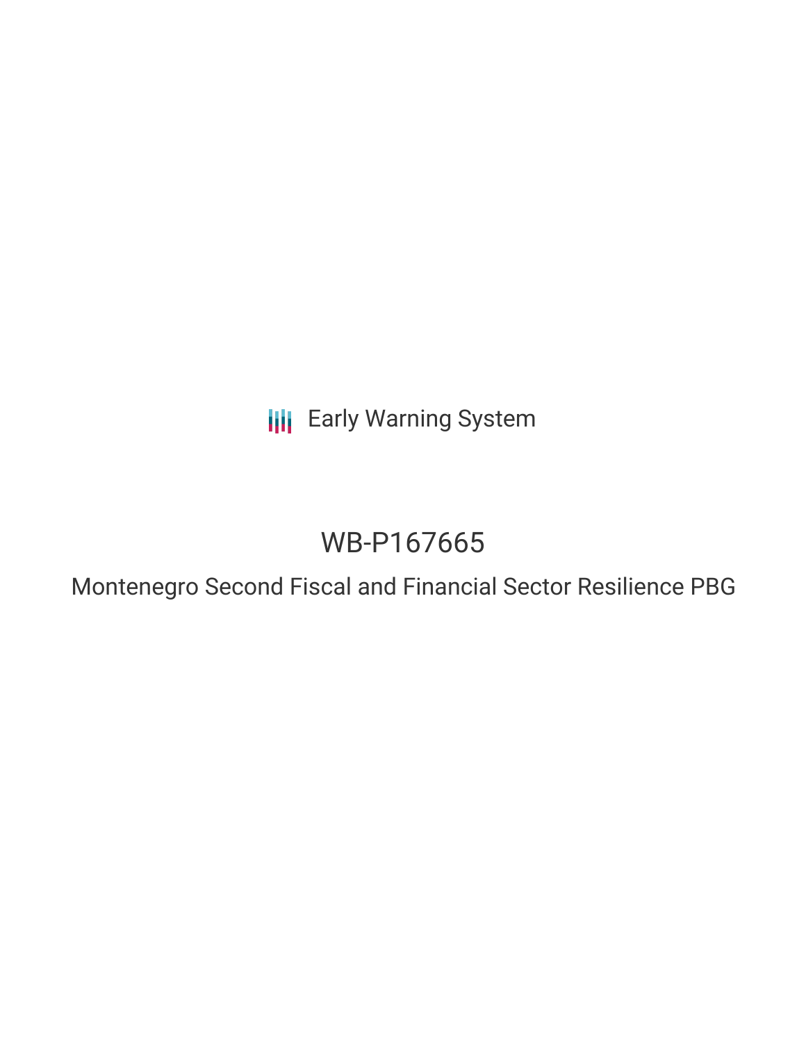Early Warning System

# WB-P167665

## Montenegro Second Fiscal and Financial Sector Resilience PBG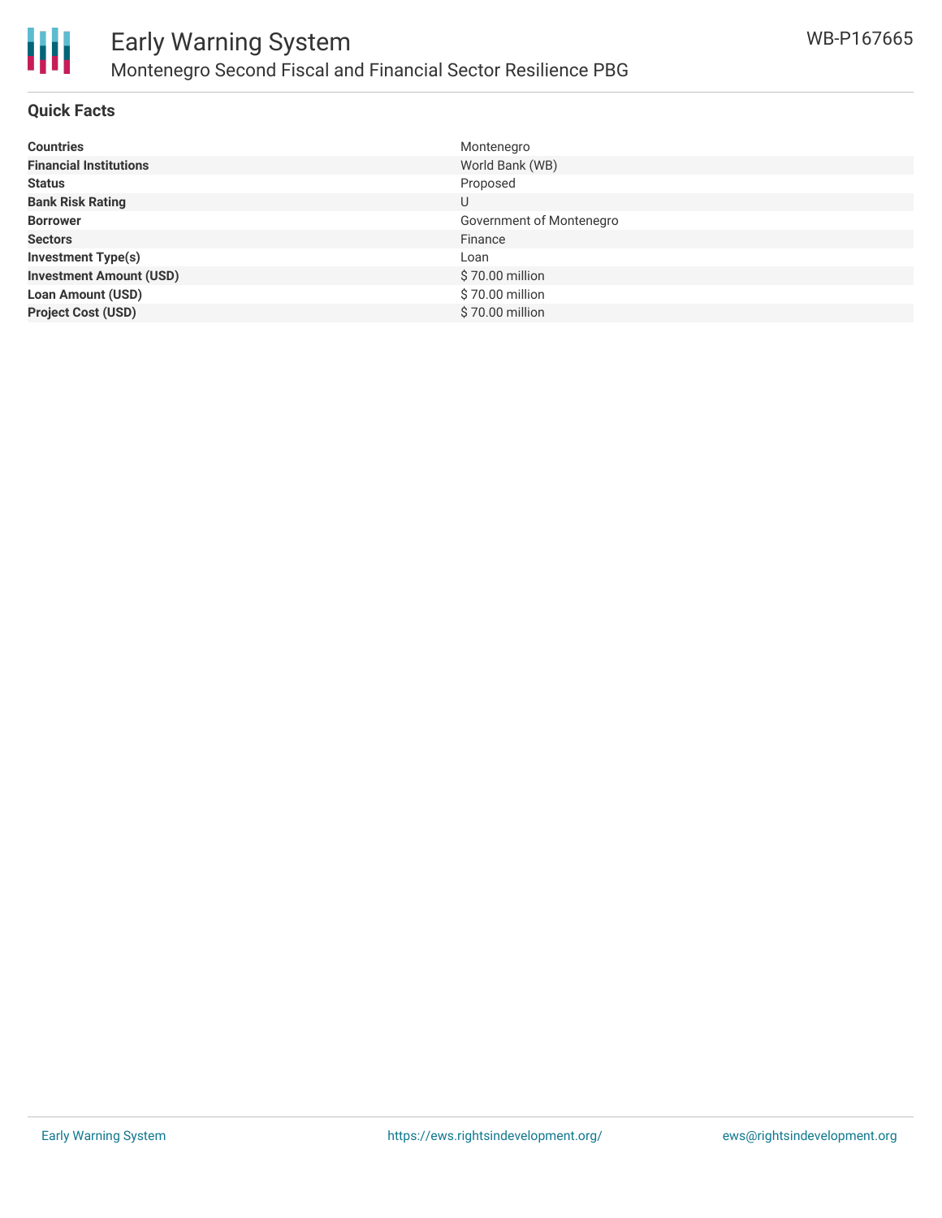# Early Warning System

## Montenegro Second Fiscal and Financial Sector Resilience PBG

WB-P167665

### Quick Facts

| | |
|---|---|
| **Countries** | Montenegro |
| **Financial Institutions** | World Bank (WB) |
| **Status** | Proposed |
| **Bank Risk Rating** | U |
| **Borrower** | Government of Montenegro |
| **Sectors** | Finance |
| **Investment Type(s)** | Loan |
| **Investment Amount (USD)** | $ 70.00 million |
| **Loan Amount (USD)** | $ 70.00 million |
| **Project Cost (USD)** | $ 70.00 million |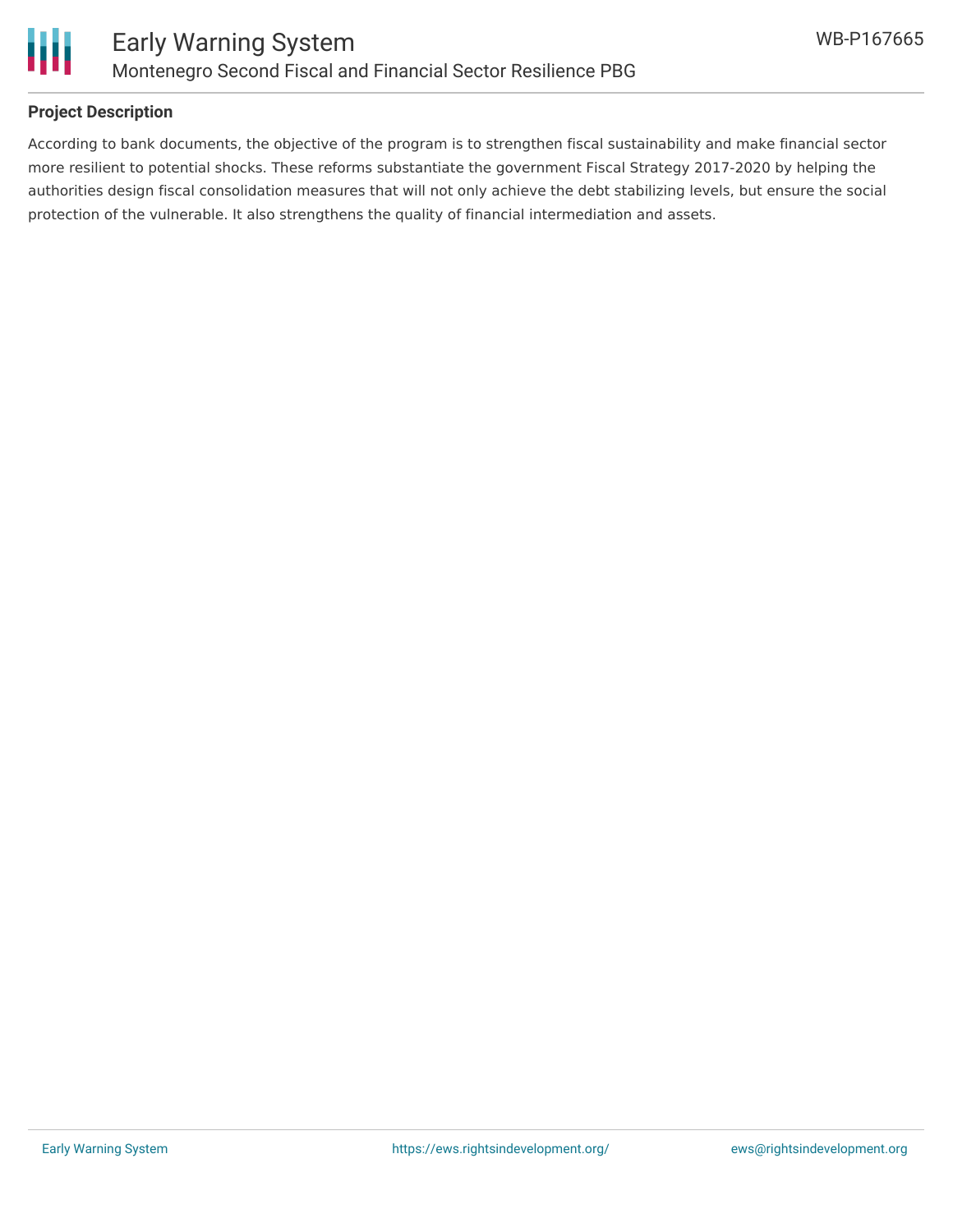## Project Description

According to bank documents, the objective of the program is to strengthen fiscal sustainability and make financial sector more resilient to potential shocks. These reforms substantiate the government Fiscal Strategy 2017-2020 by helping the authorities design fiscal consolidation measures that will not only achieve the debt stabilizing levels, but ensure the social protection of the vulnerable. It also strengthens the quality of financial intermediation and assets.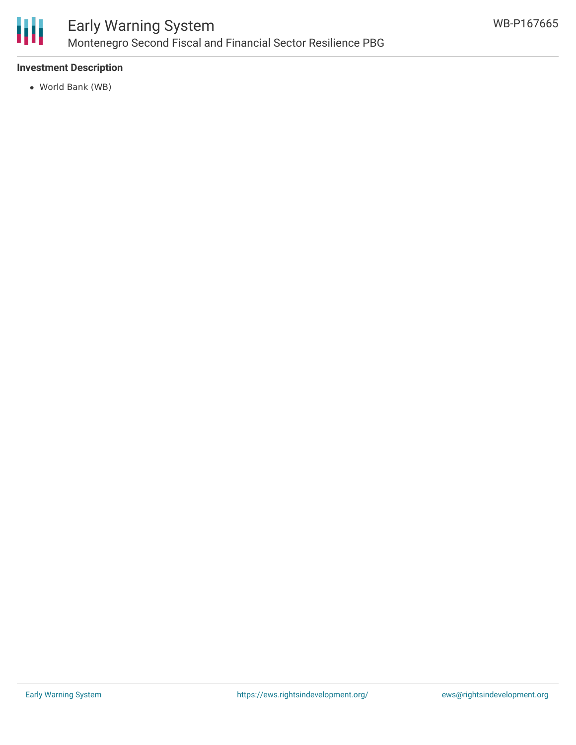### Investment Description

- World Bank (WB)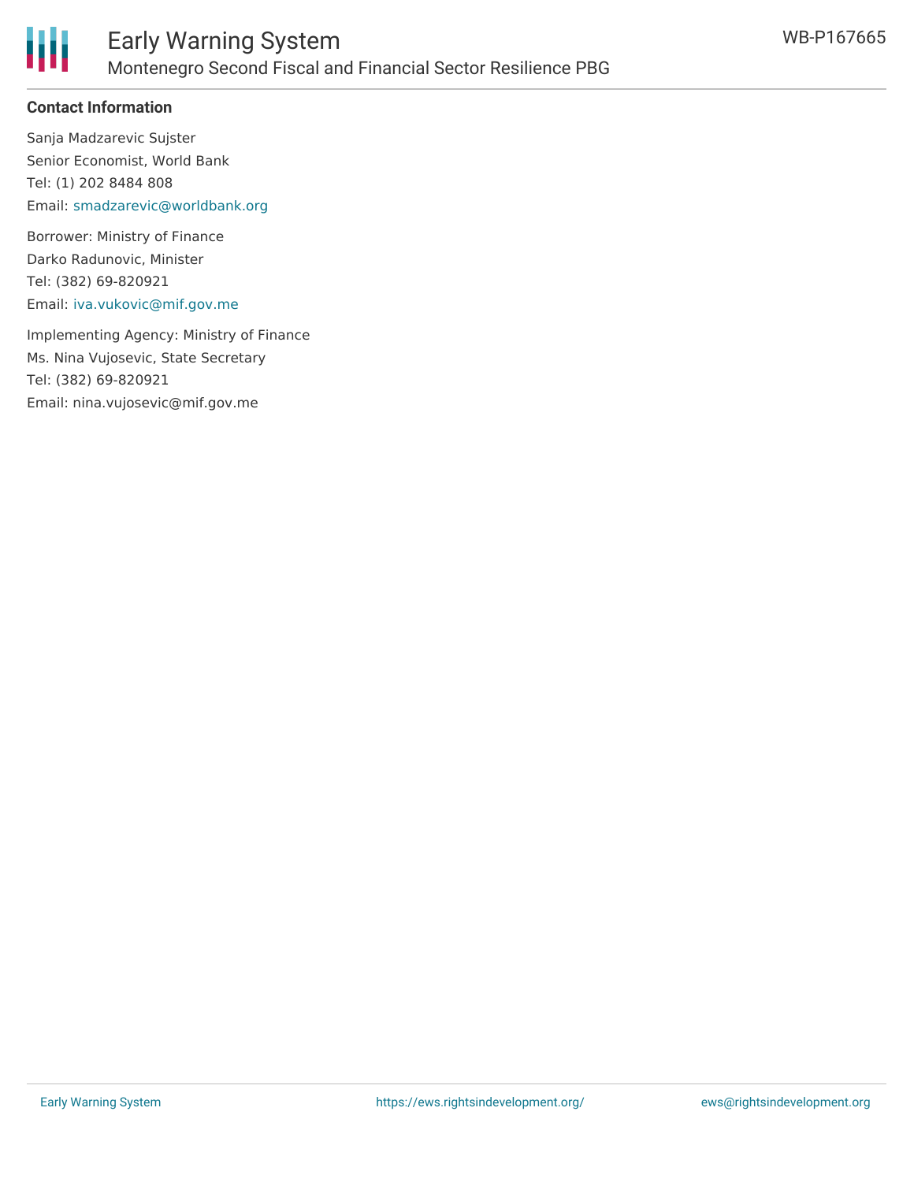### Contact Information

Sanja Madzarevic Sujster
Senior Economist, World Bank
Tel: (1) 202 8484 808
Email: smadzarevic@worldbank.org

Borrower: Ministry of Finance
Darko Radunovic, Minister
Tel: (382) 69-820921
Email: iva.vukovic@mif.gov.me

Implementing Agency: Ministry of Finance
Ms. Nina Vujosevic, State Secretary
Tel: (382) 69-820921
Email: nina.vujosevic@mif.gov.me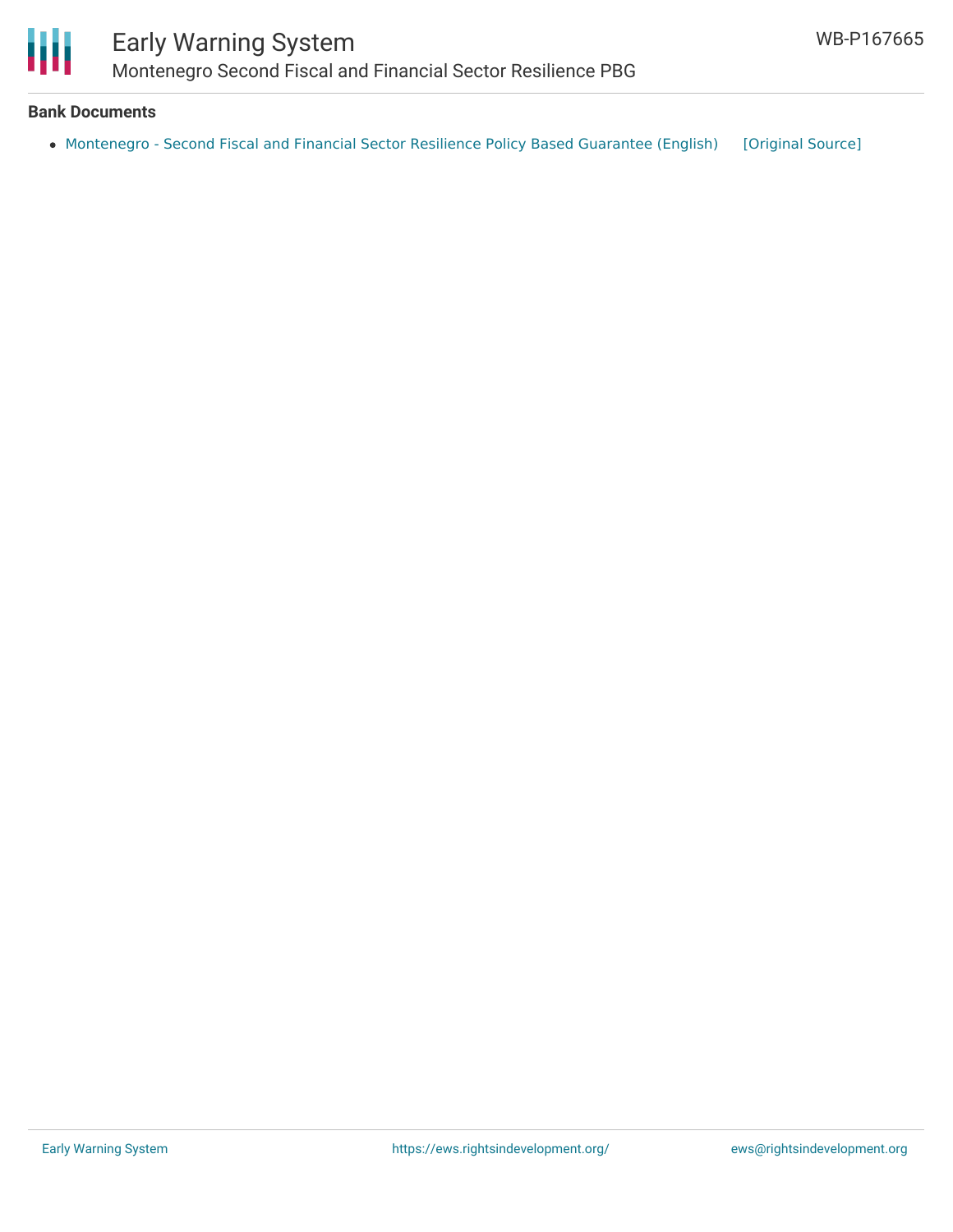## Bank Documents

- Montenegro - Second Fiscal and Financial Sector Resilience Policy Based Guarantee (English) [Original Source]